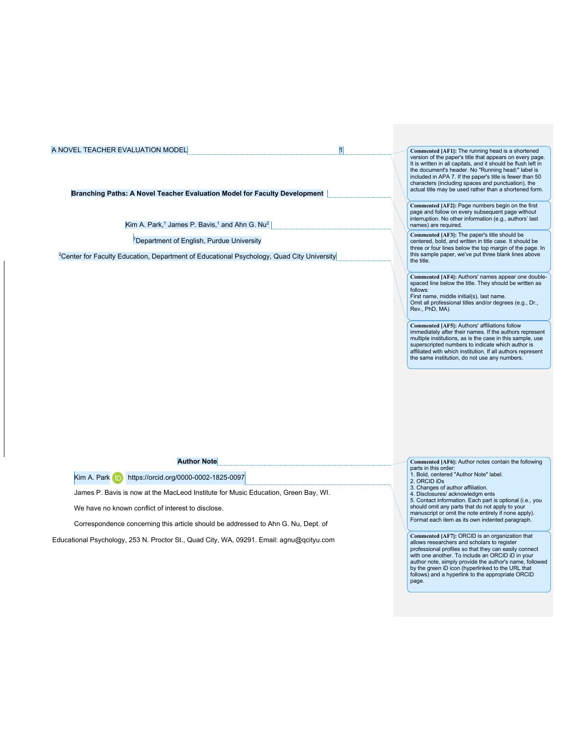**Branching Paths: A Novel Teacher Evaluation Model for Faculty Development**

Kim A. Park,[1] James P. Bavis,[1] and Ahn G. Nu[2]

[1]Department of English, Purdue University

[2]Center for Faculty Education, Department of Educational Psychology, Quad City University

**Author Note**

Kim A. Park https://orcid.org/0000-0002-1825-0097

James P. Bavis is now at the MacLeod Institute for Music Education, Green Bay, WI.

We have no known conflict of interest to disclose.

Correspondence concerning this article should be addressed to Ahn G. Nu, Dept. of Educational Psychology, 253 N. Proctor St., Quad City, WA, 09291. Email: agnu@qcityu.com

**Commented [AF1]:** The running head is a shortened version of the paper's title that appears on every page. It is written in all capitals, and it should be flush left in the document's header. No "Running head:" label is included in APA 7. If the paper's title is fewer than 50 characters (including spaces and punctuation), the actual title may be used rather than a shortened form.

**Commented [AF2]:** Page numbers begin on the first page and follow on every subsequent page without interruption. No other information (e.g., authors' last names) are required.

**Commented [AF3]:** The paper's title should be centered, bold, and written in title case. It should be three or four lines below the top margin of the page. In this sample paper, we've put three blank lines above the title.

**Commented [AF4]:** Authors' names appear one double-spaced line below the title. They should be written as follows:
First name, middle initial(s), last name.
Omit all professional titles and/or degrees (e.g., Dr., Rev., PhD, MA).

**Commented [AF5]:** Authors' affiliations follow immediately after their names. If the authors represent multiple institutions, as is the case in this sample, use superscripted numbers to indicate which author is affiliated with which institution. If all authors represent the same institution, do not use any numbers.

**Commented [AF6]:** Author notes contain the following parts in this order:
1. Bold, centered "Author Note" label.
2. ORCID iDs
3. Changes of author affiliation.
4. Disclosures/ acknowledgm ents
5. Contact information. Each part is optional (i.e., you should omit any parts that do not apply to your manuscript or omit the note entirely if none apply). Format each item as its own indented paragraph.

**Commented [AF7]:** ORCID is an organization that allows researchers and scholars to register professional profiles so that they can easily connect with one another. To include an ORCID iD in your author note, simply provide the author's name, followed by the green iD icon (hyperlinked to the URL that follows) and a hyperlink to the appropriate ORCID page.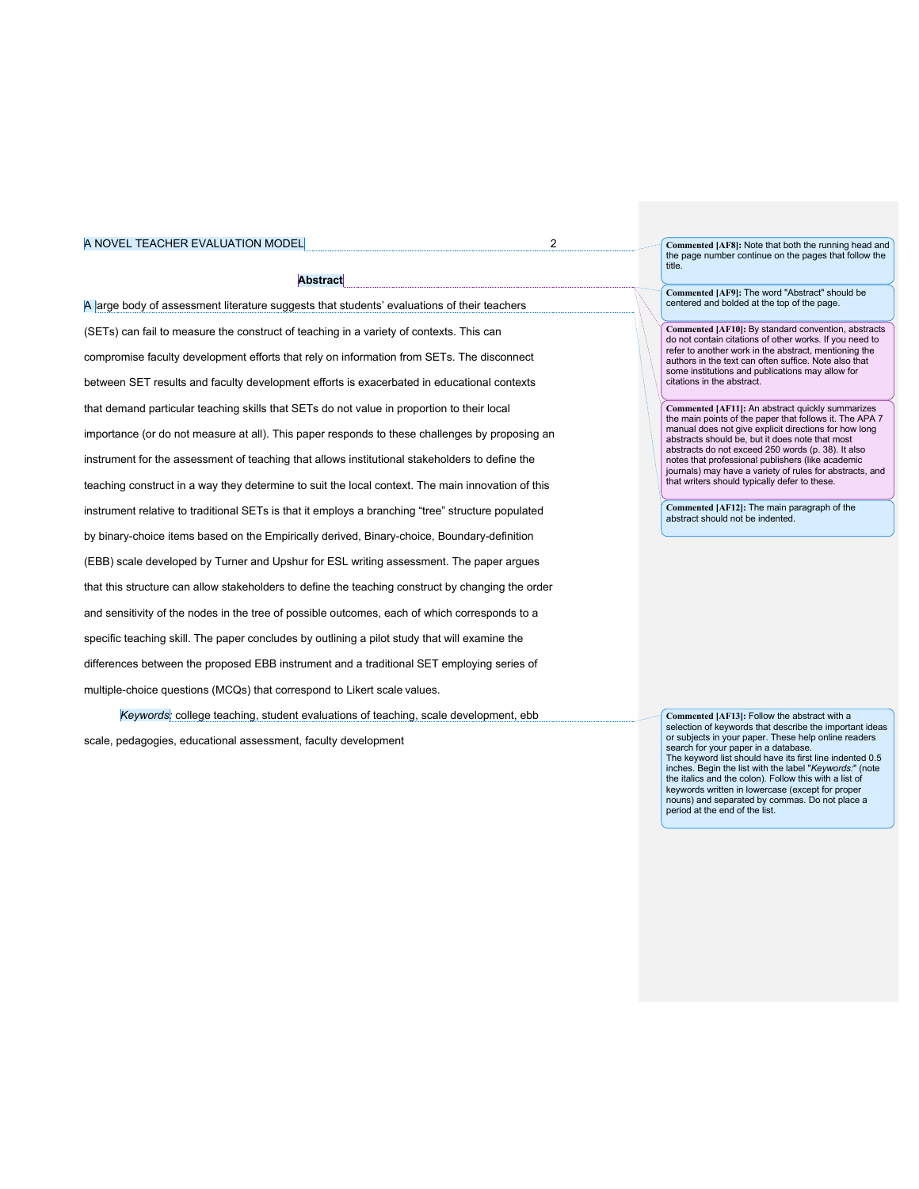## Abstract

A large body of assessment literature suggests that students' evaluations of their teachers (SETs) can fail to measure the construct of teaching in a variety of contexts. This can compromise faculty development efforts that rely on information from SETs. The disconnect between SET results and faculty development efforts is exacerbated in educational contexts that demand particular teaching skills that SETs do not value in proportion to their local importance (or do not measure at all). This paper responds to these challenges by proposing an instrument for the assessment of teaching that allows institutional stakeholders to define the teaching construct in a way they determine to suit the local context. The main innovation of this instrument relative to traditional SETs is that it employs a branching "tree" structure populated by binary-choice items based on the Empirically derived, Binary-choice, Boundary-definition (EBB) scale developed by Turner and Upshur for ESL writing assessment. The paper argues that this structure can allow stakeholders to define the teaching construct by changing the order and sensitivity of the nodes in the tree of possible outcomes, each of which corresponds to a specific teaching skill. The paper concludes by outlining a pilot study that will examine the differences between the proposed EBB instrument and a traditional SET employing series of multiple-choice questions (MCQs) that correspond to Likert scale values.

*Keywords*: college teaching, student evaluations of teaching, scale development, ebb scale, pedagogies, educational assessment, faculty development

---

**Commented [AF8]:** Note that both the running head and the page number continue on the pages that follow the title.

**Commented [AF9]:** The word "Abstract" should be centered and bolded at the top of the page.

**Commented [AF10]:** By standard convention, abstracts do not contain citations of other works. If you need to refer to another work in the abstract, mentioning the authors in the text can often suffice. Note also that some institutions and publications may allow for citations in the abstract.

**Commented [AF11]:** An abstract quickly summarizes the main points of the paper that follows it. The APA 7 manual does not give explicit directions for how long abstracts should be, but it does note that most abstracts do not exceed 250 words (p. 38). It also notes that professional publishers (like academic journals) may have a variety of rules for abstracts, and that writers should typically defer to these.

**Commented [AF12]:** The main paragraph of the abstract should not be indented.

**Commented [AF13]:** Follow the abstract with a selection of keywords that describe the important ideas or subjects in your paper. These help online readers search for your paper in a database.
The keyword list should have its first line indented 0.5 inches. Begin the list with the label "*Keywords:*" (note the italics and the colon). Follow this with a list of keywords written in lowercase (except for proper nouns) and separated by commas. Do not place a period at the end of the list.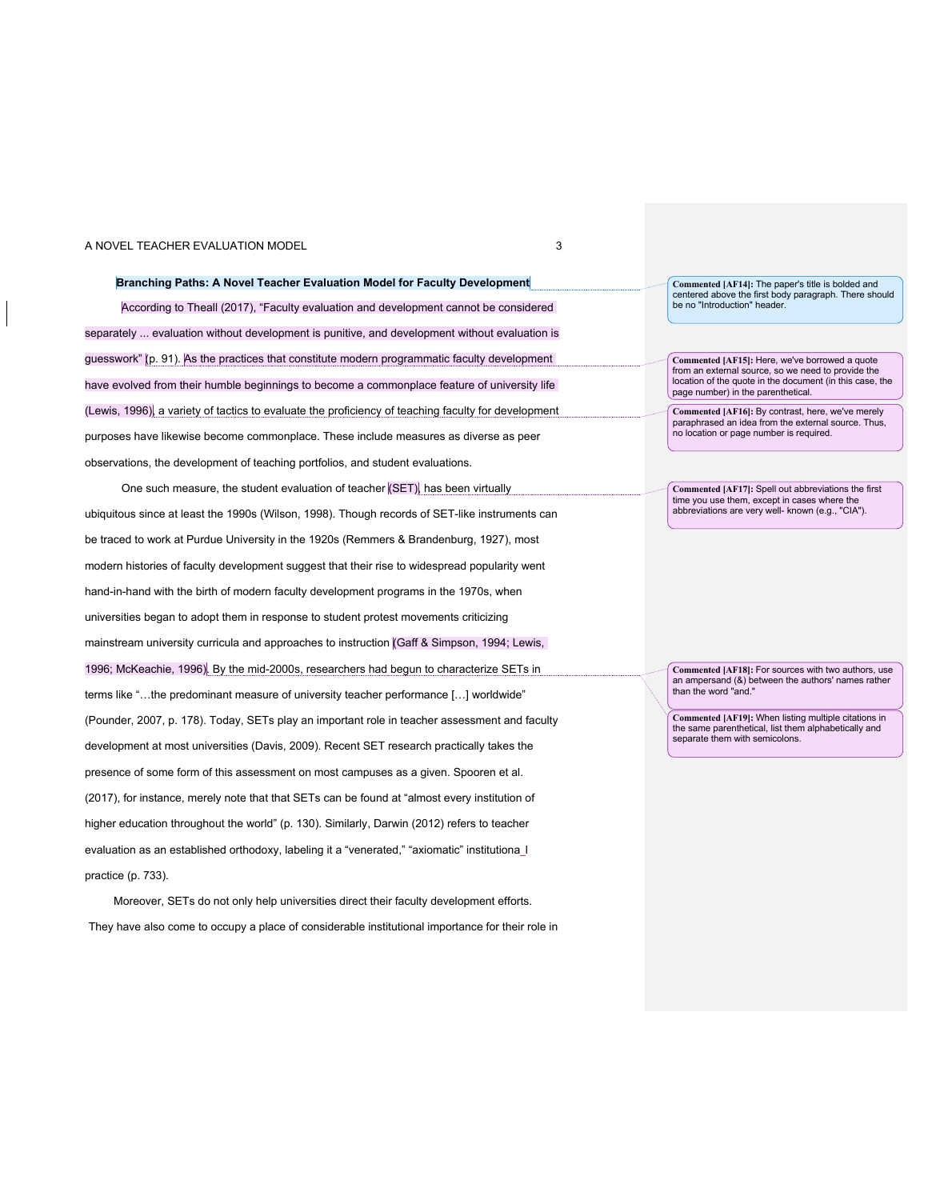# Branching Paths: A Novel Teacher Evaluation Model for Faculty Development

According to Theall (2017), "Faculty evaluation and development cannot be considered separately ... evaluation without development is punitive, and development without evaluation is guesswork" (p. 91). As the practices that constitute modern programmatic faculty development have evolved from their humble beginnings to become a commonplace feature of university life (Lewis, 1996), a variety of tactics to evaluate the proficiency of teaching faculty for development purposes have likewise become commonplace. These include measures as diverse as peer observations, the development of teaching portfolios, and student evaluations.

One such measure, the student evaluation of teacher (SET), has been virtually ubiquitous since at least the 1990s (Wilson, 1998). Though records of SET-like instruments can be traced to work at Purdue University in the 1920s (Remmers & Brandenburg, 1927), most modern histories of faculty development suggest that their rise to widespread popularity went hand-in-hand with the birth of modern faculty development programs in the 1970s, when universities began to adopt them in response to student protest movements criticizing mainstream university curricula and approaches to instruction (Gaff & Simpson, 1994; Lewis, 1996; McKeachie, 1996). By the mid-2000s, researchers had begun to characterize SETs in terms like "…the predominant measure of university teacher performance […] worldwide" (Pounder, 2007, p. 178). Today, SETs play an important role in teacher assessment and faculty development at most universities (Davis, 2009). Recent SET research practically takes the presence of some form of this assessment on most campuses as a given. Spooren et al. (2017), for instance, merely note that that SETs can be found at "almost every institution of higher education throughout the world" (p. 130). Similarly, Darwin (2012) refers to teacher evaluation as an established orthodoxy, labeling it a "venerated," "axiomatic" institutiona_l practice (p. 733).

Moreover, SETs do not only help universities direct their faculty development efforts. They have also come to occupy a place of considerable institutional importance for their role in

**Commented [AF14]:** The paper's title is bolded and centered above the first body paragraph. There should be no "Introduction" header.

**Commented [AF15]:** Here, we've borrowed a quote from an external source, so we need to provide the location of the quote in the document (in this case, the page number) in the parenthetical.

**Commented [AF16]:** By contrast, here, we've merely paraphrased an idea from the external source. Thus, no location or page number is required.

**Commented [AF17]:** Spell out abbreviations the first time you use them, except in cases where the abbreviations are very well- known (e.g., "CIA").

**Commented [AF18]:** For sources with two authors, use an ampersand (&) between the authors' names rather than the word "and."

**Commented [AF19]:** When listing multiple citations in the same parenthetical, list them alphabetically and separate them with semicolons.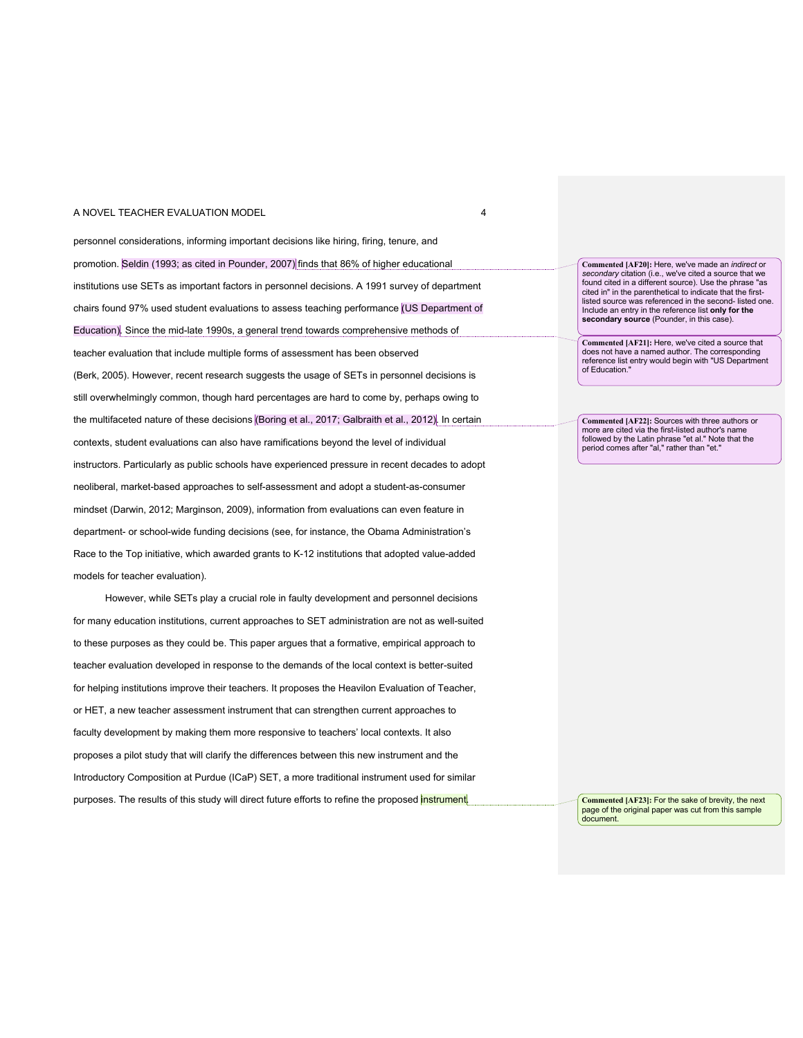personnel considerations, informing important decisions like hiring, firing, tenure, and promotion. Seldin (1993; as cited in Pounder, 2007) finds that 86% of higher educational institutions use SETs as important factors in personnel decisions. A 1991 survey of department chairs found 97% used student evaluations to assess teaching performance (US Department of Education). Since the mid-late 1990s, a general trend towards comprehensive methods of teacher evaluation that include multiple forms of assessment has been observed (Berk, 2005). However, recent research suggests the usage of SETs in personnel decisions is still overwhelmingly common, though hard percentages are hard to come by, perhaps owing to the multifaceted nature of these decisions (Boring et al., 2017; Galbraith et al., 2012). In certain contexts, student evaluations can also have ramifications beyond the level of individual instructors. Particularly as public schools have experienced pressure in recent decades to adopt neoliberal, market-based approaches to self-assessment and adopt a student-as-consumer mindset (Darwin, 2012; Marginson, 2009), information from evaluations can even feature in department- or school-wide funding decisions (see, for instance, the Obama Administration's Race to the Top initiative, which awarded grants to K-12 institutions that adopted value-added models for teacher evaluation).

However, while SETs play a crucial role in faulty development and personnel decisions for many education institutions, current approaches to SET administration are not as well-suited to these purposes as they could be. This paper argues that a formative, empirical approach to teacher evaluation developed in response to the demands of the local context is better-suited for helping institutions improve their teachers. It proposes the Heavilon Evaluation of Teacher, or HET, a new teacher assessment instrument that can strengthen current approaches to faculty development by making them more responsive to teachers' local contexts. It also proposes a pilot study that will clarify the differences between this new instrument and the Introductory Composition at Purdue (ICaP) SET, a more traditional instrument used for similar purposes. The results of this study will direct future efforts to refine the proposed instrument.

> **Commented [AF20]:** Here, we've made an *indirect* or *secondary* citation (i.e., we've cited a source that we found cited in a different source). Use the phrase "as cited in" in the parenthetical to indicate that the first-listed source was referenced in the second- listed one. Include an entry in the reference list **only for the secondary source** (Pounder, in this case).

> **Commented [AF21]:** Here, we've cited a source that does not have a named author. The corresponding reference list entry would begin with "US Department of Education."

> **Commented [AF22]:** Sources with three authors or more are cited via the first-listed author's name followed by the Latin phrase "et al." Note that the period comes after "al," rather than "et."

> **Commented [AF23]:** For the sake of brevity, the next page of the original paper was cut from this sample document.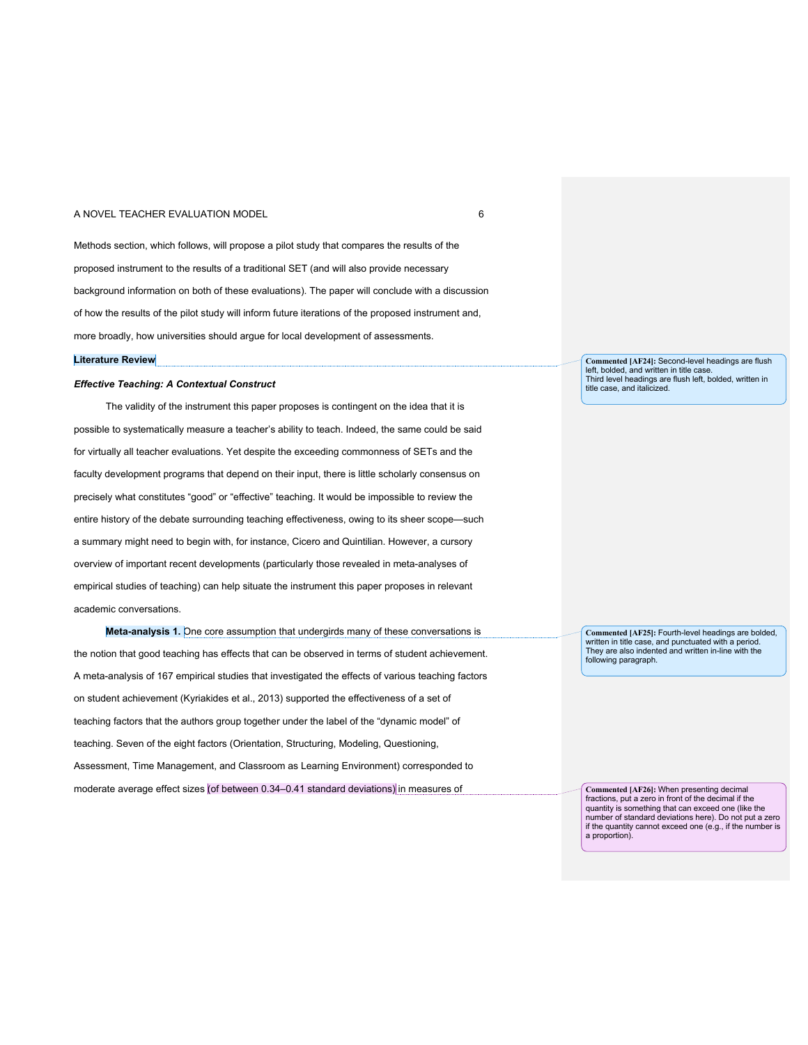Methods section, which follows, will propose a pilot study that compares the results of the proposed instrument to the results of a traditional SET (and will also provide necessary background information on both of these evaluations). The paper will conclude with a discussion of how the results of the pilot study will inform future iterations of the proposed instrument and, more broadly, how universities should argue for local development of assessments.

## Literature Review

> **Commented [AF24]:** Second-level headings are flush left, bolded, and written in title case.
> Third level headings are flush left, bolded, written in title case, and italicized.

### *Effective Teaching: A Contextual Construct*

The validity of the instrument this paper proposes is contingent on the idea that it is possible to systematically measure a teacher's ability to teach. Indeed, the same could be said for virtually all teacher evaluations. Yet despite the exceeding commonness of SETs and the faculty development programs that depend on their input, there is little scholarly consensus on precisely what constitutes "good" or "effective" teaching. It would be impossible to review the entire history of the debate surrounding teaching effectiveness, owing to its sheer scope—such a summary might need to begin with, for instance, Cicero and Quintilian. However, a cursory overview of important recent developments (particularly those revealed in meta-analyses of empirical studies of teaching) can help situate the instrument this paper proposes in relevant academic conversations.

**Meta-analysis 1.** One core assumption that undergirds many of these conversations is the notion that good teaching has effects that can be observed in terms of student achievement. A meta-analysis of 167 empirical studies that investigated the effects of various teaching factors on student achievement (Kyriakides et al., 2013) supported the effectiveness of a set of teaching factors that the authors group together under the label of the "dynamic model" of teaching. Seven of the eight factors (Orientation, Structuring, Modeling, Questioning, Assessment, Time Management, and Classroom as Learning Environment) corresponded to moderate average effect sizes (of between 0.34–0.41 standard deviations) in measures of

> **Commented [AF25]:** Fourth-level headings are bolded, written in title case, and punctuated with a period. They are also indented and written in-line with the following paragraph.

> **Commented [AF26]:** When presenting decimal fractions, put a zero in front of the decimal if the quantity is something that can exceed one (like the number of standard deviations here). Do not put a zero if the quantity cannot exceed one (e.g., if the number is a proportion).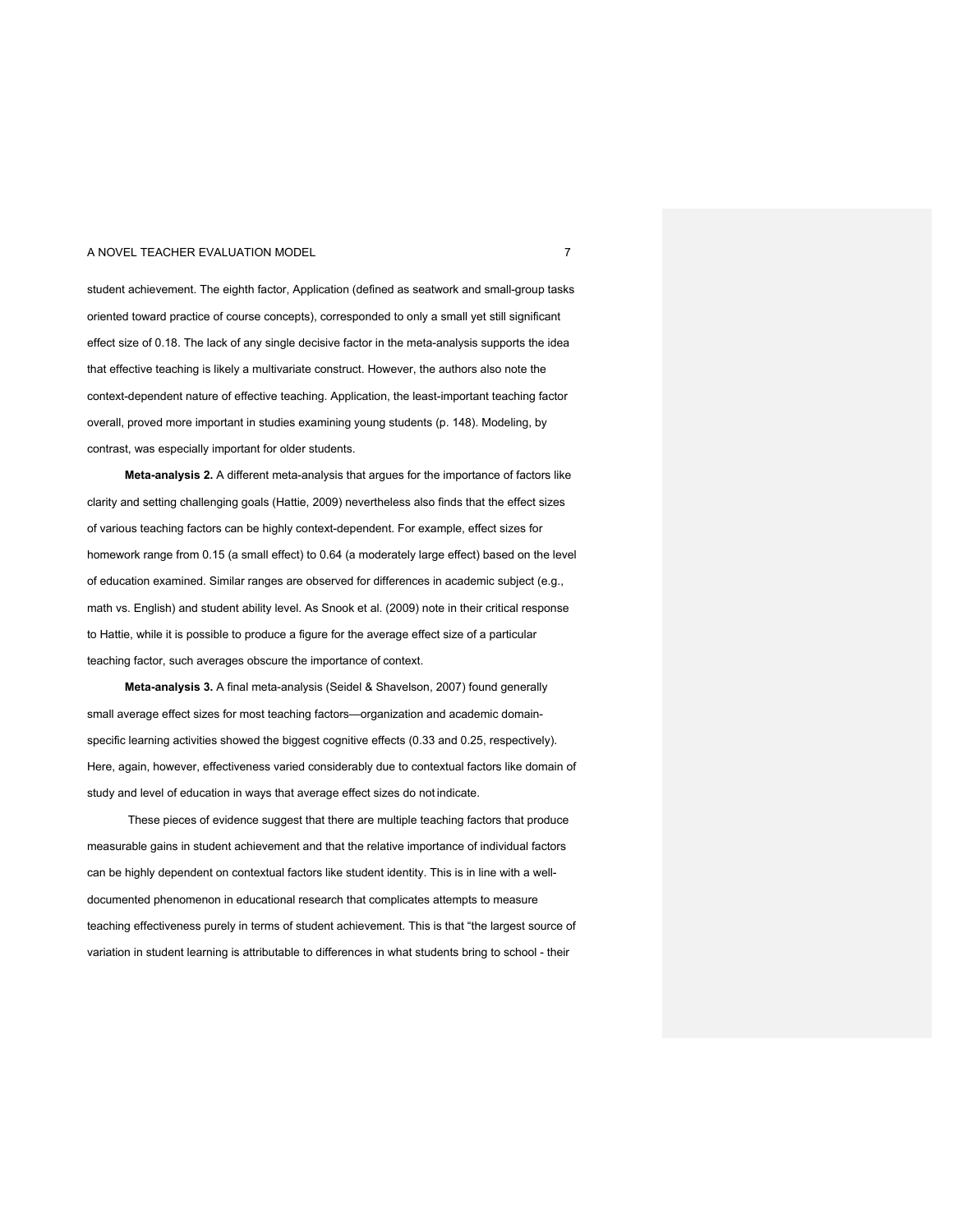student achievement. The eighth factor, Application (defined as seatwork and small-group tasks oriented toward practice of course concepts), corresponded to only a small yet still significant effect size of 0.18. The lack of any single decisive factor in the meta-analysis supports the idea that effective teaching is likely a multivariate construct. However, the authors also note the context-dependent nature of effective teaching. Application, the least-important teaching factor overall, proved more important in studies examining young students (p. 148). Modeling, by contrast, was especially important for older students.

**Meta-analysis 2.** A different meta-analysis that argues for the importance of factors like clarity and setting challenging goals (Hattie, 2009) nevertheless also finds that the effect sizes of various teaching factors can be highly context-dependent. For example, effect sizes for homework range from 0.15 (a small effect) to 0.64 (a moderately large effect) based on the level of education examined. Similar ranges are observed for differences in academic subject (e.g., math vs. English) and student ability level. As Snook et al. (2009) note in their critical response to Hattie, while it is possible to produce a figure for the average effect size of a particular teaching factor, such averages obscure the importance of context.

**Meta-analysis 3.** A final meta-analysis (Seidel & Shavelson, 2007) found generally small average effect sizes for most teaching factors—organization and academic domain-specific learning activities showed the biggest cognitive effects (0.33 and 0.25, respectively). Here, again, however, effectiveness varied considerably due to contextual factors like domain of study and level of education in ways that average effect sizes do not indicate.

These pieces of evidence suggest that there are multiple teaching factors that produce measurable gains in student achievement and that the relative importance of individual factors can be highly dependent on contextual factors like student identity. This is in line with a well-documented phenomenon in educational research that complicates attempts to measure teaching effectiveness purely in terms of student achievement. This is that "the largest source of variation in student learning is attributable to differences in what students bring to school - their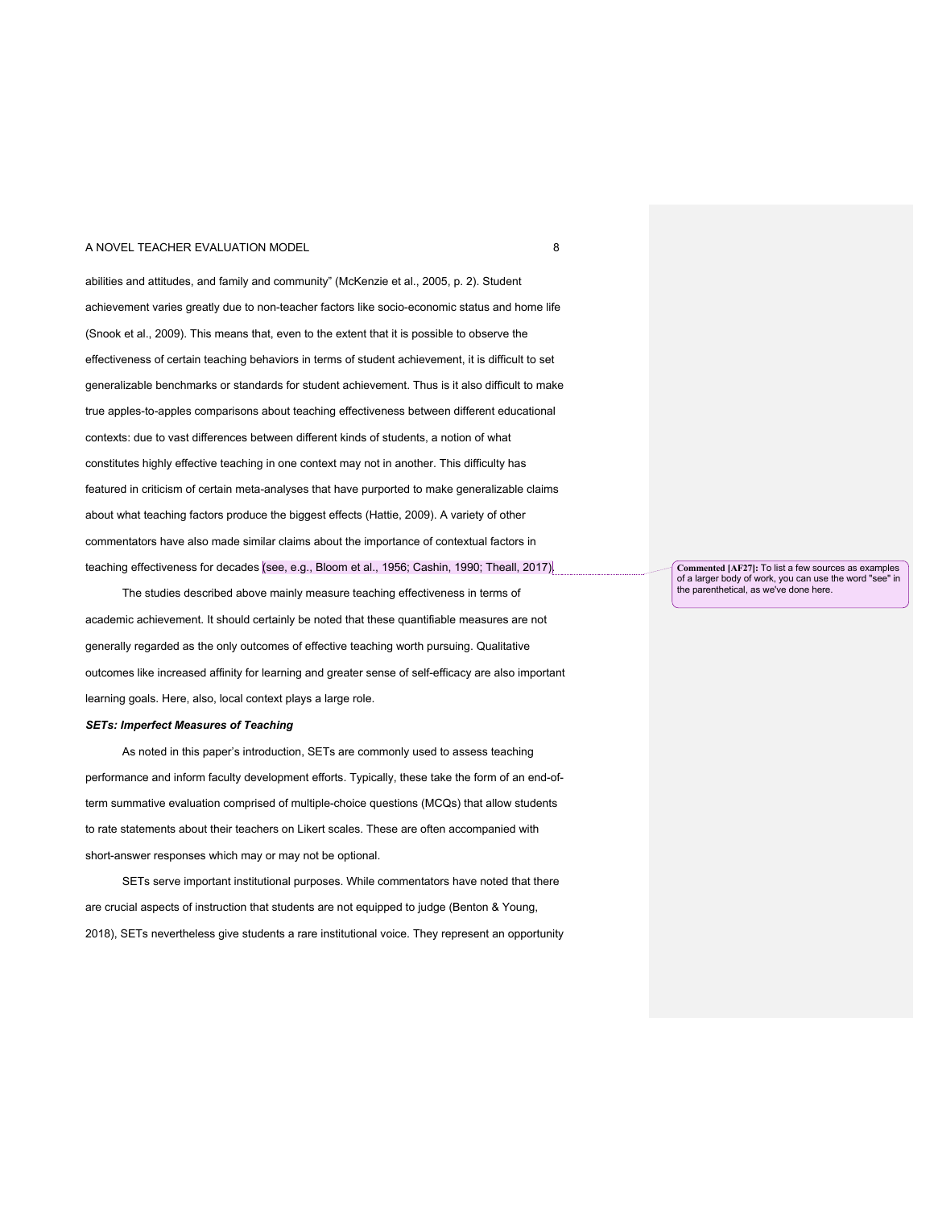abilities and attitudes, and family and community" (McKenzie et al., 2005, p. 2). Student achievement varies greatly due to non-teacher factors like socio-economic status and home life (Snook et al., 2009). This means that, even to the extent that it is possible to observe the effectiveness of certain teaching behaviors in terms of student achievement, it is difficult to set generalizable benchmarks or standards for student achievement. Thus is it also difficult to make true apples-to-apples comparisons about teaching effectiveness between different educational contexts: due to vast differences between different kinds of students, a notion of what constitutes highly effective teaching in one context may not in another. This difficulty has featured in criticism of certain meta-analyses that have purported to make generalizable claims about what teaching factors produce the biggest effects (Hattie, 2009). A variety of other commentators have also made similar claims about the importance of contextual factors in teaching effectiveness for decades (see, e.g., Bloom et al., 1956; Cashin, 1990; Theall, 2017).

**Commented [AF27]:** To list a few sources as examples of a larger body of work, you can use the word "see" in the parenthetical, as we've done here.

The studies described above mainly measure teaching effectiveness in terms of academic achievement. It should certainly be noted that these quantifiable measures are not generally regarded as the only outcomes of effective teaching worth pursuing. Qualitative outcomes like increased affinity for learning and greater sense of self-efficacy are also important learning goals. Here, also, local context plays a large role.

***SETs: Imperfect Measures of Teaching***

As noted in this paper's introduction, SETs are commonly used to assess teaching performance and inform faculty development efforts. Typically, these take the form of an end-of-term summative evaluation comprised of multiple-choice questions (MCQs) that allow students to rate statements about their teachers on Likert scales. These are often accompanied with short-answer responses which may or may not be optional.

SETs serve important institutional purposes. While commentators have noted that there are crucial aspects of instruction that students are not equipped to judge (Benton & Young, 2018), SETs nevertheless give students a rare institutional voice. They represent an opportunity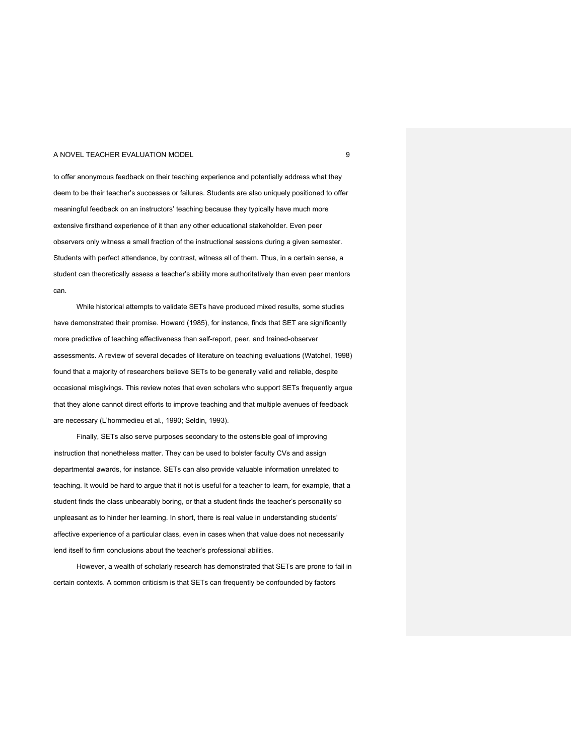to offer anonymous feedback on their teaching experience and potentially address what they deem to be their teacher's successes or failures. Students are also uniquely positioned to offer meaningful feedback on an instructors' teaching because they typically have much more extensive firsthand experience of it than any other educational stakeholder. Even peer observers only witness a small fraction of the instructional sessions during a given semester. Students with perfect attendance, by contrast, witness all of them. Thus, in a certain sense, a student can theoretically assess a teacher's ability more authoritatively than even peer mentors can.

While historical attempts to validate SETs have produced mixed results, some studies have demonstrated their promise. Howard (1985), for instance, finds that SET are significantly more predictive of teaching effectiveness than self-report, peer, and trained-observer assessments. A review of several decades of literature on teaching evaluations (Watchel, 1998) found that a majority of researchers believe SETs to be generally valid and reliable, despite occasional misgivings. This review notes that even scholars who support SETs frequently argue that they alone cannot direct efforts to improve teaching and that multiple avenues of feedback are necessary (L'hommedieu et al., 1990; Seldin, 1993).

Finally, SETs also serve purposes secondary to the ostensible goal of improving instruction that nonetheless matter. They can be used to bolster faculty CVs and assign departmental awards, for instance. SETs can also provide valuable information unrelated to teaching. It would be hard to argue that it not is useful for a teacher to learn, for example, that a student finds the class unbearably boring, or that a student finds the teacher's personality so unpleasant as to hinder her learning. In short, there is real value in understanding students' affective experience of a particular class, even in cases when that value does not necessarily lend itself to firm conclusions about the teacher's professional abilities.

However, a wealth of scholarly research has demonstrated that SETs are prone to fail in certain contexts. A common criticism is that SETs can frequently be confounded by factors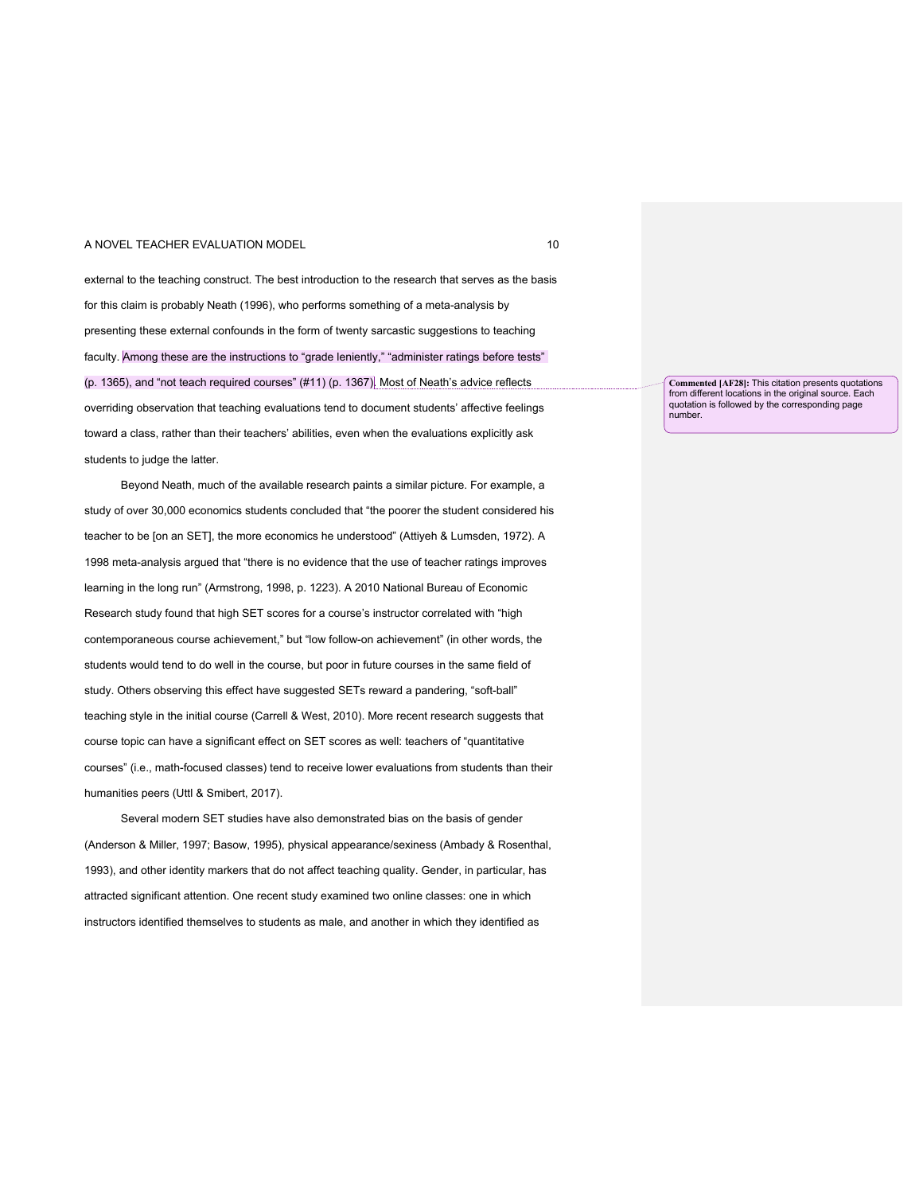external to the teaching construct. The best introduction to the research that serves as the basis for this claim is probably Neath (1996), who performs something of a meta-analysis by presenting these external confounds in the form of twenty sarcastic suggestions to teaching faculty. Among these are the instructions to "grade leniently," "administer ratings before tests" (p. 1365), and "not teach required courses" (#11) (p. 1367). Most of Neath's advice reflects overriding observation that teaching evaluations tend to document students' affective feelings toward a class, rather than their teachers' abilities, even when the evaluations explicitly ask students to judge the latter.

> **Commented [AF28]:** This citation presents quotations from different locations in the original source. Each quotation is followed by the corresponding page number.

Beyond Neath, much of the available research paints a similar picture. For example, a study of over 30,000 economics students concluded that "the poorer the student considered his teacher to be [on an SET], the more economics he understood" (Attiyeh & Lumsden, 1972). A 1998 meta-analysis argued that "there is no evidence that the use of teacher ratings improves learning in the long run" (Armstrong, 1998, p. 1223). A 2010 National Bureau of Economic Research study found that high SET scores for a course's instructor correlated with "high contemporaneous course achievement," but "low follow-on achievement" (in other words, the students would tend to do well in the course, but poor in future courses in the same field of study. Others observing this effect have suggested SETs reward a pandering, "soft-ball" teaching style in the initial course (Carrell & West, 2010). More recent research suggests that course topic can have a significant effect on SET scores as well: teachers of "quantitative courses" (i.e., math-focused classes) tend to receive lower evaluations from students than their humanities peers (Uttl & Smibert, 2017).

Several modern SET studies have also demonstrated bias on the basis of gender (Anderson & Miller, 1997; Basow, 1995), physical appearance/sexiness (Ambady & Rosenthal, 1993), and other identity markers that do not affect teaching quality. Gender, in particular, has attracted significant attention. One recent study examined two online classes: one in which instructors identified themselves to students as male, and another in which they identified as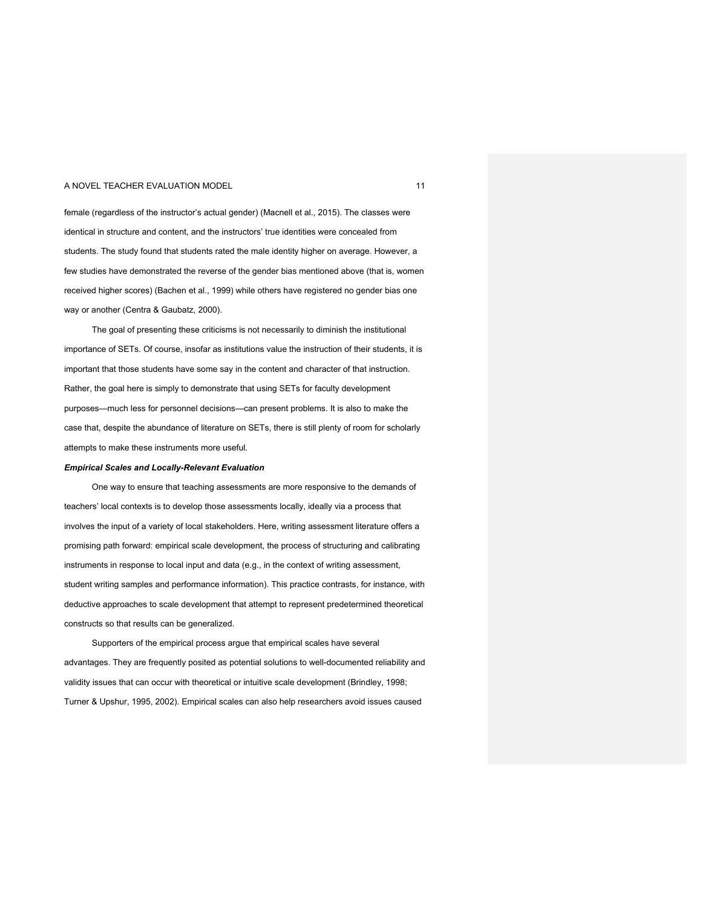female (regardless of the instructor's actual gender) (Macnell et al., 2015). The classes were identical in structure and content, and the instructors' true identities were concealed from students. The study found that students rated the male identity higher on average. However, a few studies have demonstrated the reverse of the gender bias mentioned above (that is, women received higher scores) (Bachen et al., 1999) while others have registered no gender bias one way or another (Centra & Gaubatz, 2000).

The goal of presenting these criticisms is not necessarily to diminish the institutional importance of SETs. Of course, insofar as institutions value the instruction of their students, it is important that those students have some say in the content and character of that instruction. Rather, the goal here is simply to demonstrate that using SETs for faculty development purposes—much less for personnel decisions—can present problems. It is also to make the case that, despite the abundance of literature on SETs, there is still plenty of room for scholarly attempts to make these instruments more useful.

***Empirical Scales and Locally-Relevant Evaluation***

One way to ensure that teaching assessments are more responsive to the demands of teachers' local contexts is to develop those assessments locally, ideally via a process that involves the input of a variety of local stakeholders. Here, writing assessment literature offers a promising path forward: empirical scale development, the process of structuring and calibrating instruments in response to local input and data (e.g., in the context of writing assessment, student writing samples and performance information). This practice contrasts, for instance, with deductive approaches to scale development that attempt to represent predetermined theoretical constructs so that results can be generalized.

Supporters of the empirical process argue that empirical scales have several advantages. They are frequently posited as potential solutions to well-documented reliability and validity issues that can occur with theoretical or intuitive scale development (Brindley, 1998; Turner & Upshur, 1995, 2002). Empirical scales can also help researchers avoid issues caused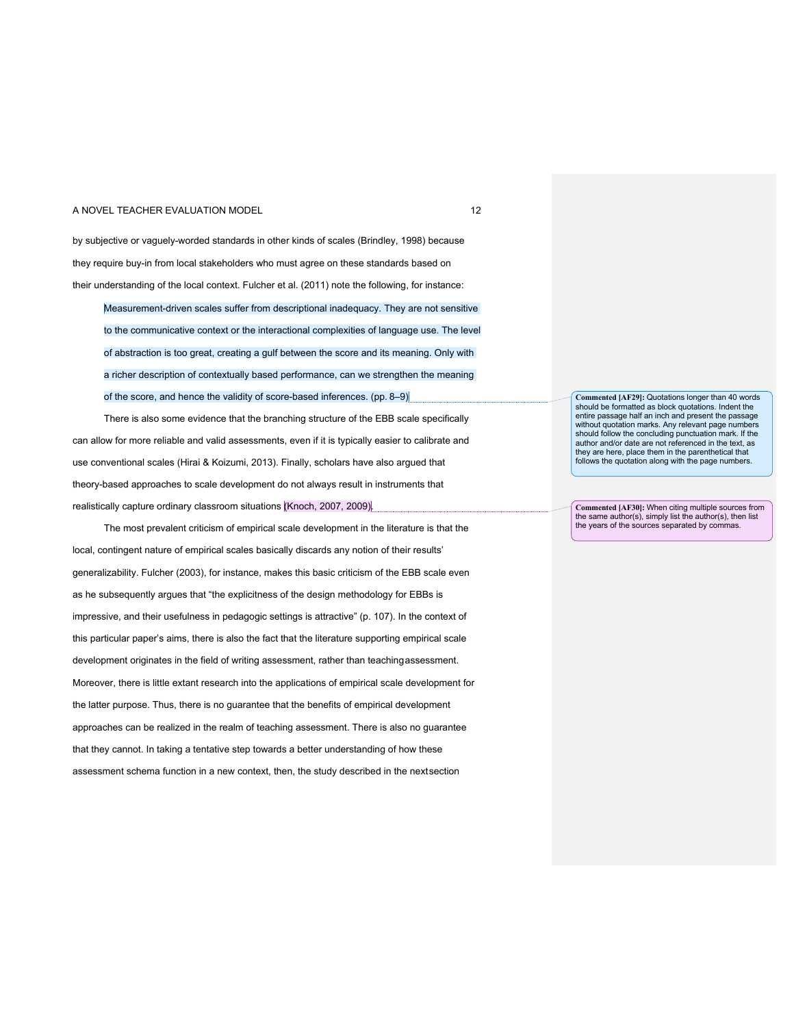by subjective or vaguely-worded standards in other kinds of scales (Brindley, 1998) because they require buy-in from local stakeholders who must agree on these standards based on their understanding of the local context. Fulcher et al. (2011) note the following, for instance:

> Measurement-driven scales suffer from descriptional inadequacy. They are not sensitive to the communicative context or the interactional complexities of language use. The level of abstraction is too great, creating a gulf between the score and its meaning. Only with a richer description of contextually based performance, can we strengthen the meaning of the score, and hence the validity of score-based inferences. (pp. 8–9)

There is also some evidence that the branching structure of the EBB scale specifically can allow for more reliable and valid assessments, even if it is typically easier to calibrate and use conventional scales (Hirai & Koizumi, 2013). Finally, scholars have also argued that theory-based approaches to scale development do not always result in instruments that realistically capture ordinary classroom situations (Knoch, 2007, 2009).

The most prevalent criticism of empirical scale development in the literature is that the local, contingent nature of empirical scales basically discards any notion of their results' generalizability. Fulcher (2003), for instance, makes this basic criticism of the EBB scale even as he subsequently argues that "the explicitness of the design methodology for EBBs is impressive, and their usefulness in pedagogic settings is attractive" (p. 107). In the context of this particular paper's aims, there is also the fact that the literature supporting empirical scale development originates in the field of writing assessment, rather than teaching assessment. Moreover, there is little extant research into the applications of empirical scale development for the latter purpose. Thus, there is no guarantee that the benefits of empirical development approaches can be realized in the realm of teaching assessment. There is also no guarantee that they cannot. In taking a tentative step towards a better understanding of how these assessment schema function in a new context, then, the study described in the next section

**Commented [AF29]:** Quotations longer than 40 words should be formatted as block quotations. Indent the entire passage half an inch and present the passage without quotation marks. Any relevant page numbers should follow the concluding punctuation mark. If the author and/or date are not referenced in the text, as they are here, place them in the parenthetical that follows the quotation along with the page numbers.

**Commented [AF30]:** When citing multiple sources from the same author(s), simply list the author(s), then list the years of the sources separated by commas.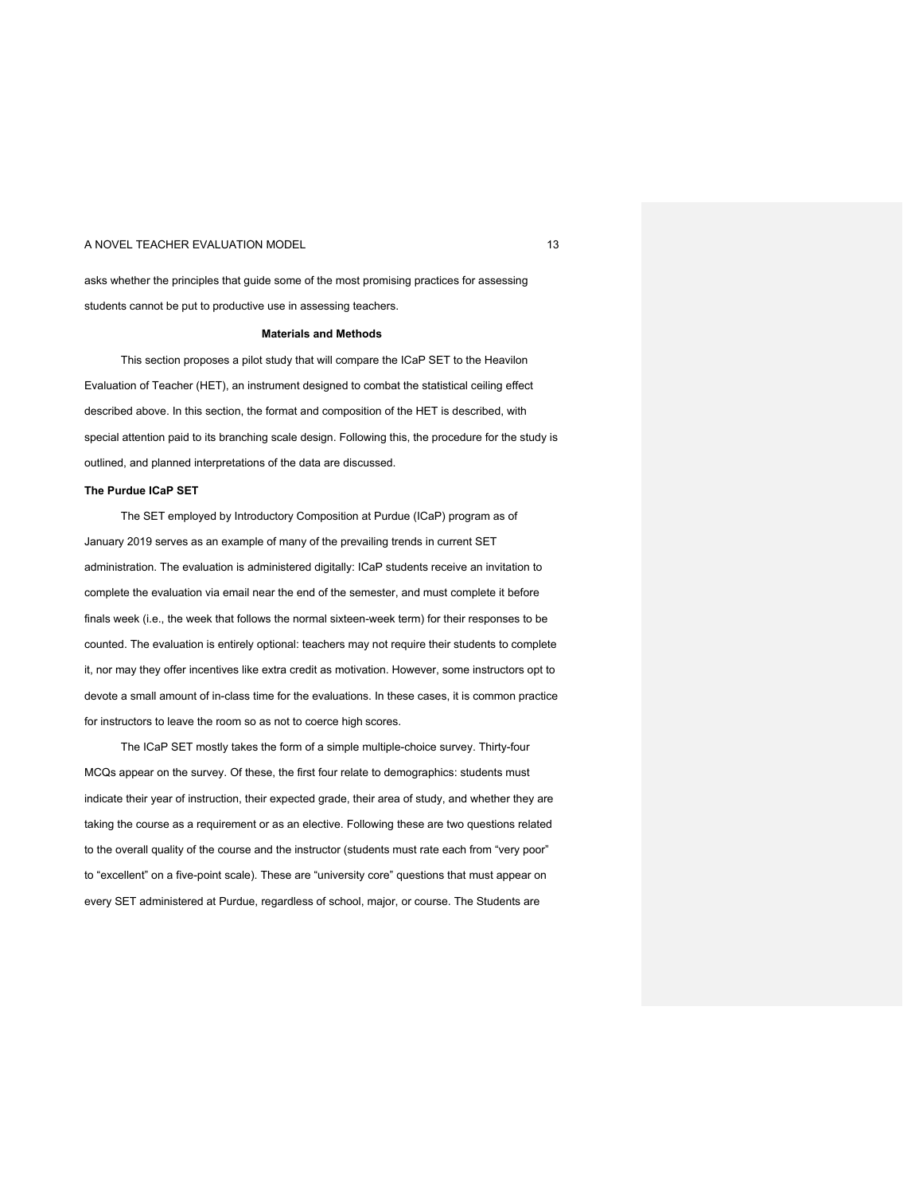asks whether the principles that guide some of the most promising practices for assessing students cannot be put to productive use in assessing teachers.

## Materials and Methods

This section proposes a pilot study that will compare the ICaP SET to the Heavilon Evaluation of Teacher (HET), an instrument designed to combat the statistical ceiling effect described above. In this section, the format and composition of the HET is described, with special attention paid to its branching scale design. Following this, the procedure for the study is outlined, and planned interpretations of the data are discussed.

### The Purdue ICaP SET

The SET employed by Introductory Composition at Purdue (ICaP) program as of January 2019 serves as an example of many of the prevailing trends in current SET administration. The evaluation is administered digitally: ICaP students receive an invitation to complete the evaluation via email near the end of the semester, and must complete it before finals week (i.e., the week that follows the normal sixteen-week term) for their responses to be counted. The evaluation is entirely optional: teachers may not require their students to complete it, nor may they offer incentives like extra credit as motivation. However, some instructors opt to devote a small amount of in-class time for the evaluations. In these cases, it is common practice for instructors to leave the room so as not to coerce high scores.

The ICaP SET mostly takes the form of a simple multiple-choice survey. Thirty-four MCQs appear on the survey. Of these, the first four relate to demographics: students must indicate their year of instruction, their expected grade, their area of study, and whether they are taking the course as a requirement or as an elective. Following these are two questions related to the overall quality of the course and the instructor (students must rate each from "very poor" to "excellent" on a five-point scale). These are "university core" questions that must appear on every SET administered at Purdue, regardless of school, major, or course. The Students are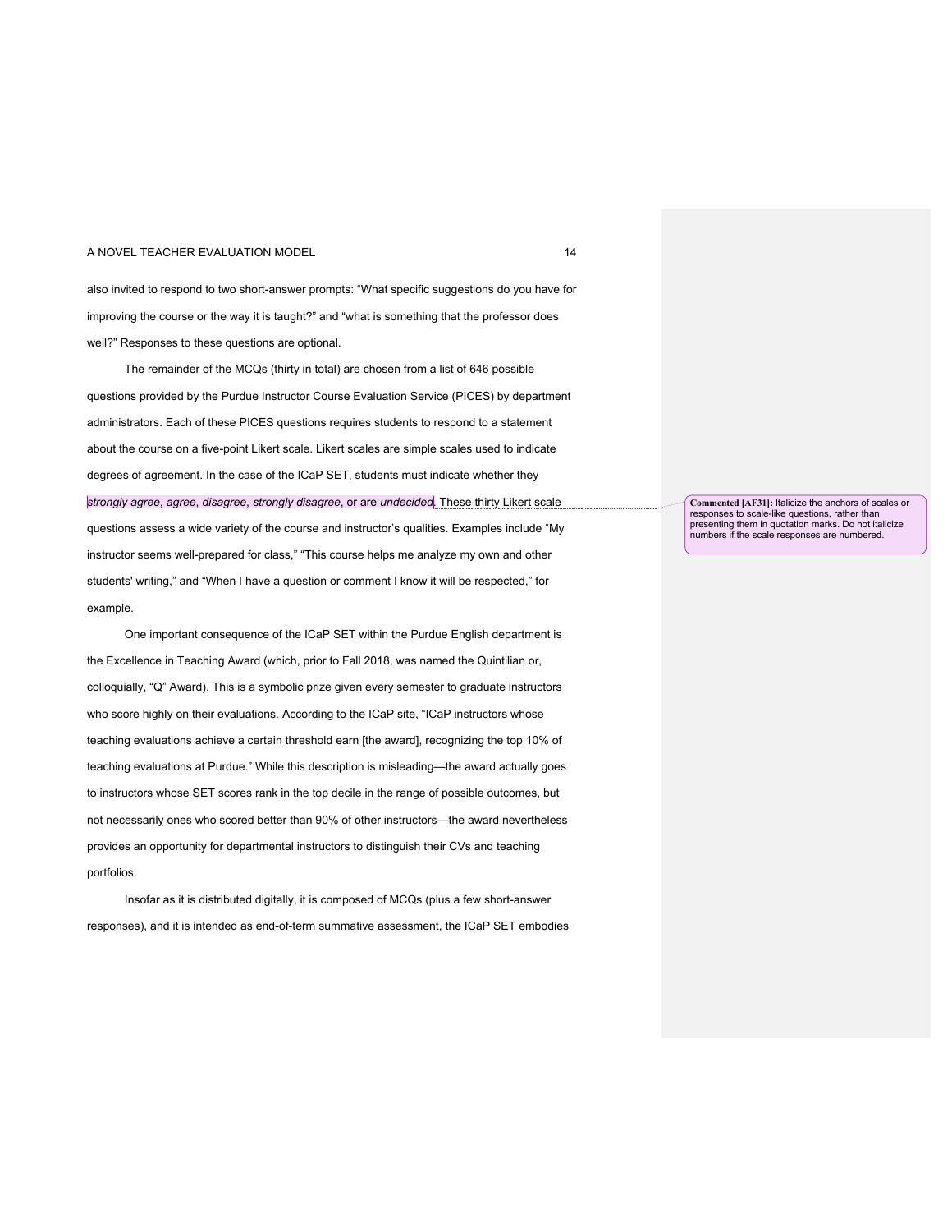also invited to respond to two short-answer prompts: "What specific suggestions do you have for improving the course or the way it is taught?" and "what is something that the professor does well?" Responses to these questions are optional.

The remainder of the MCQs (thirty in total) are chosen from a list of 646 possible questions provided by the Purdue Instructor Course Evaluation Service (PICES) by department administrators. Each of these PICES questions requires students to respond to a statement about the course on a five-point Likert scale. Likert scales are simple scales used to indicate degrees of agreement. In the case of the ICaP SET, students must indicate whether they *strongly agree*, *agree*, *disagree*, *strongly disagree*, or are *undecided*. These thirty Likert scale questions assess a wide variety of the course and instructor's qualities. Examples include "My instructor seems well-prepared for class," "This course helps me analyze my own and other students' writing," and "When I have a question or comment I know it will be respected," for example.

**Commented [AF31]:** Italicize the anchors of scales or responses to scale-like questions, rather than presenting them in quotation marks. Do not italicize numbers if the scale responses are numbered.

One important consequence of the ICaP SET within the Purdue English department is the Excellence in Teaching Award (which, prior to Fall 2018, was named the Quintilian or, colloquially, "Q" Award). This is a symbolic prize given every semester to graduate instructors who score highly on their evaluations. According to the ICaP site, "ICaP instructors whose teaching evaluations achieve a certain threshold earn [the award], recognizing the top 10% of teaching evaluations at Purdue." While this description is misleading—the award actually goes to instructors whose SET scores rank in the top decile in the range of possible outcomes, but not necessarily ones who scored better than 90% of other instructors—the award nevertheless provides an opportunity for departmental instructors to distinguish their CVs and teaching portfolios.

Insofar as it is distributed digitally, it is composed of MCQs (plus a few short-answer responses), and it is intended as end-of-term summative assessment, the ICaP SET embodies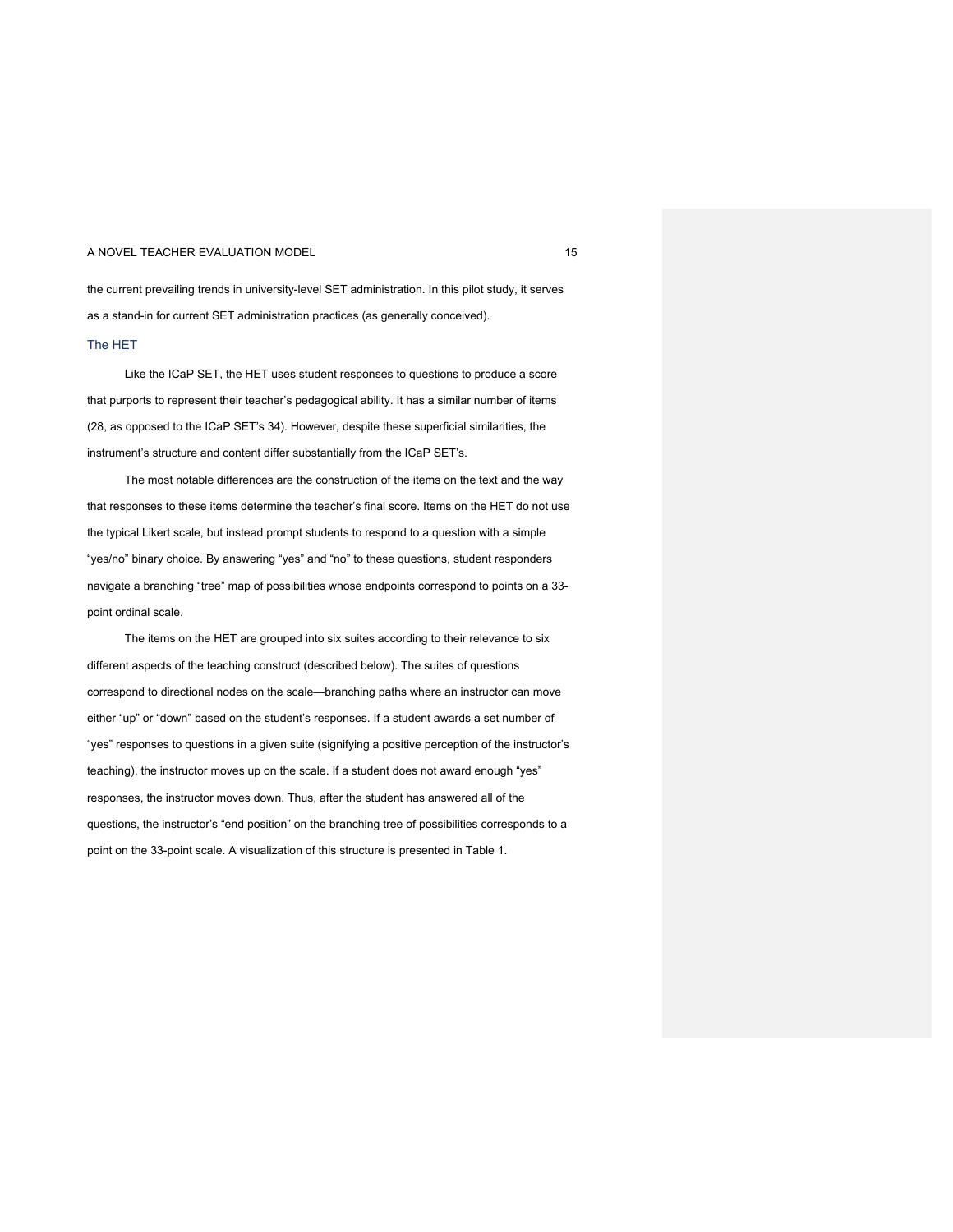the current prevailing trends in university-level SET administration. In this pilot study, it serves as a stand-in for current SET administration practices (as generally conceived).

## The HET

Like the ICaP SET, the HET uses student responses to questions to produce a score that purports to represent their teacher's pedagogical ability. It has a similar number of items (28, as opposed to the ICaP SET's 34). However, despite these superficial similarities, the instrument's structure and content differ substantially from the ICaP SET's.

The most notable differences are the construction of the items on the text and the way that responses to these items determine the teacher's final score. Items on the HET do not use the typical Likert scale, but instead prompt students to respond to a question with a simple "yes/no" binary choice. By answering "yes" and "no" to these questions, student responders navigate a branching "tree" map of possibilities whose endpoints correspond to points on a 33-point ordinal scale.

The items on the HET are grouped into six suites according to their relevance to six different aspects of the teaching construct (described below). The suites of questions correspond to directional nodes on the scale—branching paths where an instructor can move either "up" or "down" based on the student's responses. If a student awards a set number of "yes" responses to questions in a given suite (signifying a positive perception of the instructor's teaching), the instructor moves up on the scale. If a student does not award enough "yes" responses, the instructor moves down. Thus, after the student has answered all of the questions, the instructor's "end position" on the branching tree of possibilities corresponds to a point on the 33-point scale. A visualization of this structure is presented in Table 1.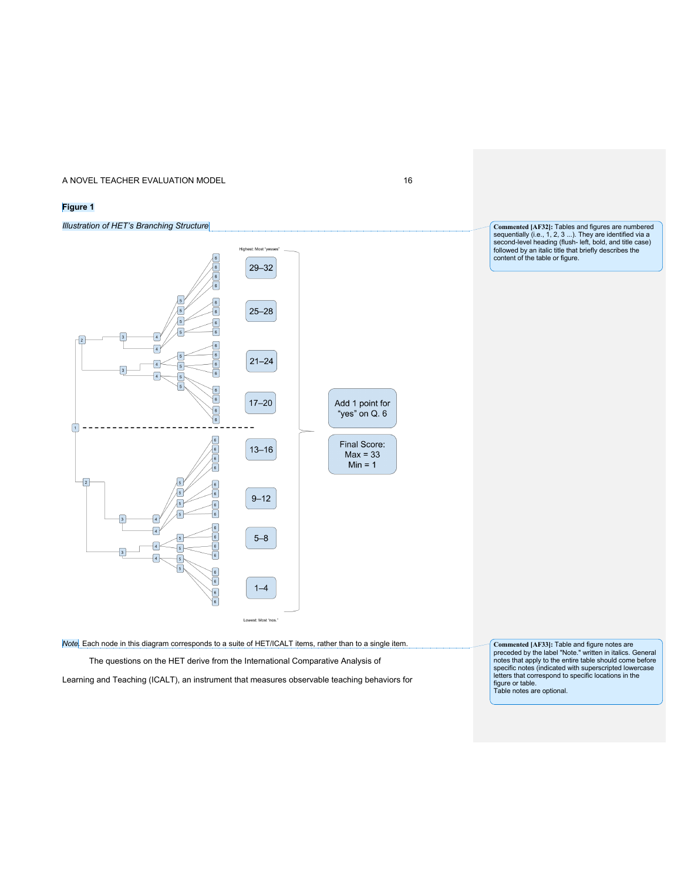## Figure 1

*Illustration of HET's Branching Structure*

*Note*. Each node in this diagram corresponds to a suite of HET/ICALT items, rather than to a single item.

The questions on the HET derive from the International Comparative Analysis of Learning and Teaching (ICALT), an instrument that measures observable teaching behaviors for

**Commented [AF32]:** Tables and figures are numbered sequentially (i.e., 1, 2, 3 ...). They are identified via a second-level heading (flush- left, bold, and title case) followed by an italic title that briefly describes the content of the table or figure.

**Commented [AF33]:** Table and figure notes are preceded by the label "Note." written in italics. General notes that apply to the entire table should come before specific notes (indicated with superscripted lowercase letters that correspond to specific locations in the figure or table.
Table notes are optional.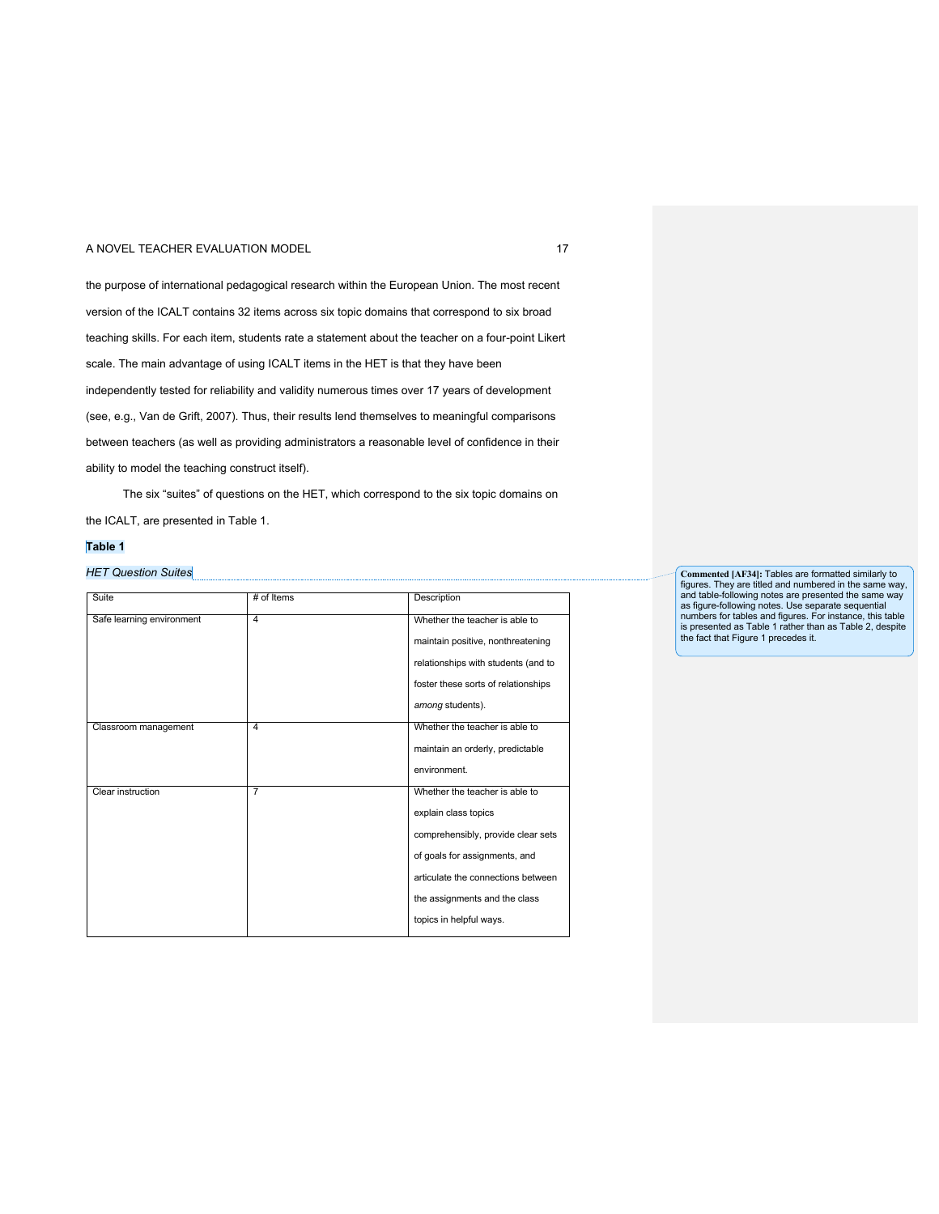the purpose of international pedagogical research within the European Union. The most recent version of the ICALT contains 32 items across six topic domains that correspond to six broad teaching skills. For each item, students rate a statement about the teacher on a four-point Likert scale. The main advantage of using ICALT items in the HET is that they have been independently tested for reliability and validity numerous times over 17 years of development (see, e.g., Van de Grift, 2007). Thus, their results lend themselves to meaningful comparisons between teachers (as well as providing administrators a reasonable level of confidence in their ability to model the teaching construct itself).

The six "suites" of questions on the HET, which correspond to the six topic domains on the ICALT, are presented in Table 1.

**Table 1**

*HET Question Suites*

| Suite | # of Items | Description |
|---|---|---|
| Safe learning environment | 4 | Whether the teacher is able to maintain positive, nonthreatening relationships with students (and to foster these sorts of relationships *among* students). |
| Classroom management | 4 | Whether the teacher is able to maintain an orderly, predictable environment. |
| Clear instruction | 7 | Whether the teacher is able to explain class topics comprehensibly, provide clear sets of goals for assignments, and articulate the connections between the assignments and the class topics in helpful ways. |

**Commented [AF34]:** Tables are formatted similarly to figures. They are titled and numbered in the same way, and table-following notes are presented the same way as figure-following notes. Use separate sequential numbers for tables and figures. For instance, this table is presented as Table 1 rather than as Table 2, despite the fact that Figure 1 precedes it.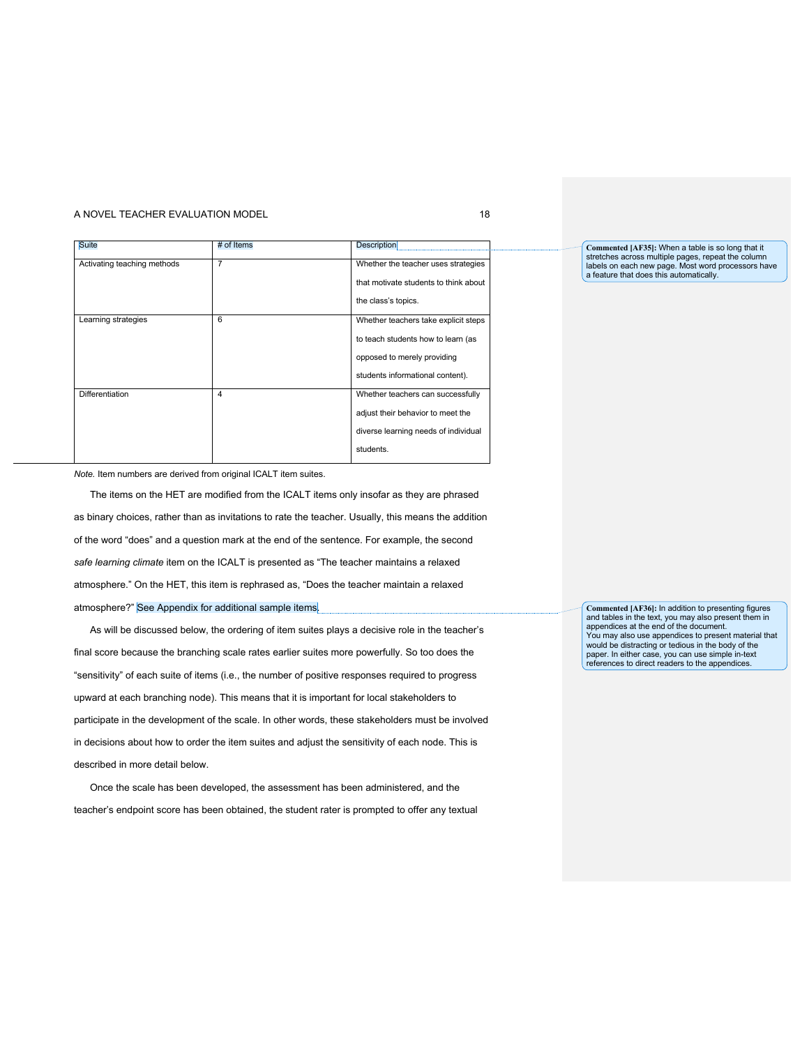| Suite | # of Items | Description |
| --- | --- | --- |
| Activating teaching methods | 7 | Whether the teacher uses strategies that motivate students to think about the class's topics. |
| Learning strategies | 6 | Whether teachers take explicit steps to teach students how to learn (as opposed to merely providing students informational content). |
| Differentiation | 4 | Whether teachers can successfully adjust their behavior to meet the diverse learning needs of individual students. |

*Note.* Item numbers are derived from original ICALT item suites.

The items on the HET are modified from the ICALT items only insofar as they are phrased as binary choices, rather than as invitations to rate the teacher. Usually, this means the addition of the word "does" and a question mark at the end of the sentence. For example, the second *safe learning climate* item on the ICALT is presented as "The teacher maintains a relaxed atmosphere." On the HET, this item is rephrased as, "Does the teacher maintain a relaxed atmosphere?" See Appendix for additional sample items.

As will be discussed below, the ordering of item suites plays a decisive role in the teacher's final score because the branching scale rates earlier suites more powerfully. So too does the "sensitivity" of each suite of items (i.e., the number of positive responses required to progress upward at each branching node). This means that it is important for local stakeholders to participate in the development of the scale. In other words, these stakeholders must be involved in decisions about how to order the item suites and adjust the sensitivity of each node. This is described in more detail below.

Once the scale has been developed, the assessment has been administered, and the teacher's endpoint score has been obtained, the student rater is prompted to offer any textual

**Commented [AF35]:** When a table is so long that it stretches across multiple pages, repeat the column labels on each new page. Most word processors have a feature that does this automatically.

**Commented [AF36]:** In addition to presenting figures and tables in the text, you may also present them in appendices at the end of the document.
You may also use appendices to present material that would be distracting or tedious in the body of the paper. In either case, you can use simple in-text references to direct readers to the appendices.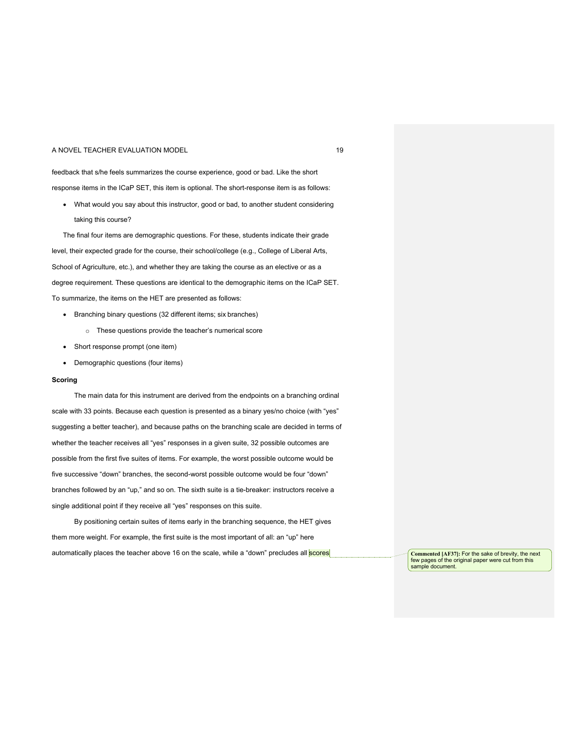feedback that s/he feels summarizes the course experience, good or bad. Like the short response items in the ICaP SET, this item is optional. The short-response item is as follows:

- What would you say about this instructor, good or bad, to another student considering taking this course?

The final four items are demographic questions. For these, students indicate their grade level, their expected grade for the course, their school/college (e.g., College of Liberal Arts, School of Agriculture, etc.), and whether they are taking the course as an elective or as a degree requirement. These questions are identical to the demographic items on the ICaP SET. To summarize, the items on the HET are presented as follows:

- Branching binary questions (32 different items; six branches)
  - These questions provide the teacher's numerical score
- Short response prompt (one item)
- Demographic questions (four items)

**Scoring**

The main data for this instrument are derived from the endpoints on a branching ordinal scale with 33 points. Because each question is presented as a binary yes/no choice (with "yes" suggesting a better teacher), and because paths on the branching scale are decided in terms of whether the teacher receives all "yes" responses in a given suite, 32 possible outcomes are possible from the first five suites of items. For example, the worst possible outcome would be five successive "down" branches, the second-worst possible outcome would be four "down" branches followed by an "up," and so on. The sixth suite is a tie-breaker: instructors receive a single additional point if they receive all "yes" responses on this suite.

By positioning certain suites of items early in the branching sequence, the HET gives them more weight. For example, the first suite is the most important of all: an "up" here automatically places the teacher above 16 on the scale, while a "down" precludes all scores

**Commented [AF37]:** For the sake of brevity, the next few pages of the original paper were cut from this sample document.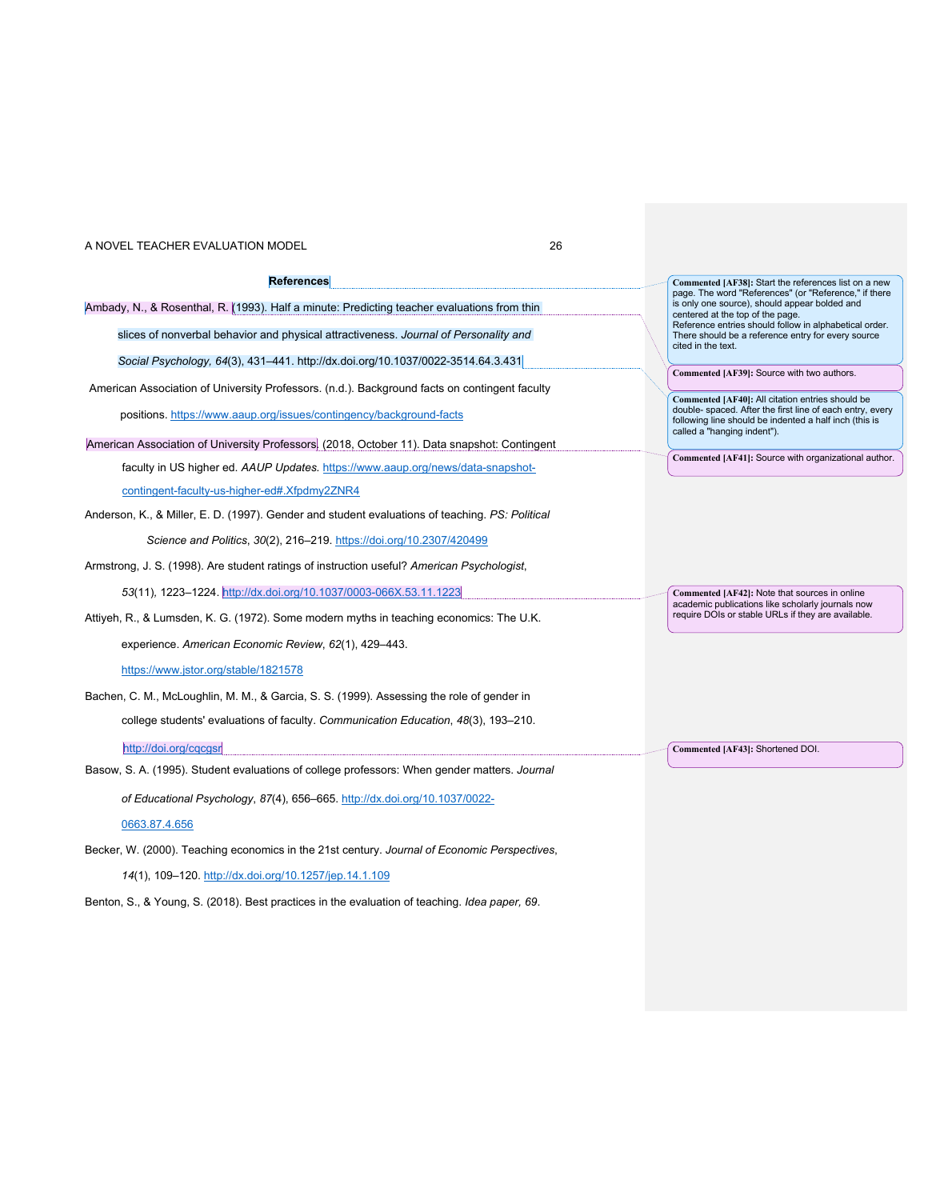## References

Ambady, N., & Rosenthal, R. (1993). Half a minute: Predicting teacher evaluations from thin slices of nonverbal behavior and physical attractiveness. *Journal of Personality and Social Psychology, 64*(3), 431–441. http://dx.doi.org/10.1037/0022-3514.64.3.431

American Association of University Professors. (n.d.). Background facts on contingent faculty positions. https://www.aaup.org/issues/contingency/background-facts

American Association of University Professors. (2018, October 11). Data snapshot: Contingent faculty in US higher ed. *AAUP Updates.* https://www.aaup.org/news/data-snapshot-contingent-faculty-us-higher-ed#.Xfpdmy2ZNR4

Anderson, K., & Miller, E. D. (1997). Gender and student evaluations of teaching. *PS: Political Science and Politics*, *30*(2), 216–219. https://doi.org/10.2307/420499

Armstrong, J. S. (1998). Are student ratings of instruction useful? *American Psychologist*, *53*(11), 1223–1224. http://dx.doi.org/10.1037/0003-066X.53.11.1223

Attiyeh, R., & Lumsden, K. G. (1972). Some modern myths in teaching economics: The U.K. experience. *American Economic Review*, *62*(1), 429–443. https://www.jstor.org/stable/1821578

Bachen, C. M., McLoughlin, M. M., & Garcia, S. S. (1999). Assessing the role of gender in college students' evaluations of faculty. *Communication Education*, *48*(3), 193–210. http://doi.org/cqcgsr

Basow, S. A. (1995). Student evaluations of college professors: When gender matters. *Journal of Educational Psychology*, *87*(4), 656–665. http://dx.doi.org/10.1037/0022-0663.87.4.656

Becker, W. (2000). Teaching economics in the 21st century. *Journal of Economic Perspectives*, *14*(1), 109–120. http://dx.doi.org/10.1257/jep.14.1.109

Benton, S., & Young, S. (2018). Best practices in the evaluation of teaching. *Idea paper, 69*.

**Commented [AF38]:** Start the references list on a new page. The word "References" (or "Reference," if there is only one source), should appear bolded and centered at the top of the page.
Reference entries should follow in alphabetical order.
There should be a reference entry for every source cited in the text.

**Commented [AF39]:** Source with two authors.

**Commented [AF40]:** All citation entries should be double- spaced. After the first line of each entry, every following line should be indented a half inch (this is called a "hanging indent").

**Commented [AF41]:** Source with organizational author.

**Commented [AF42]:** Note that sources in online academic publications like scholarly journals now require DOIs or stable URLs if they are available.

**Commented [AF43]:** Shortened DOI.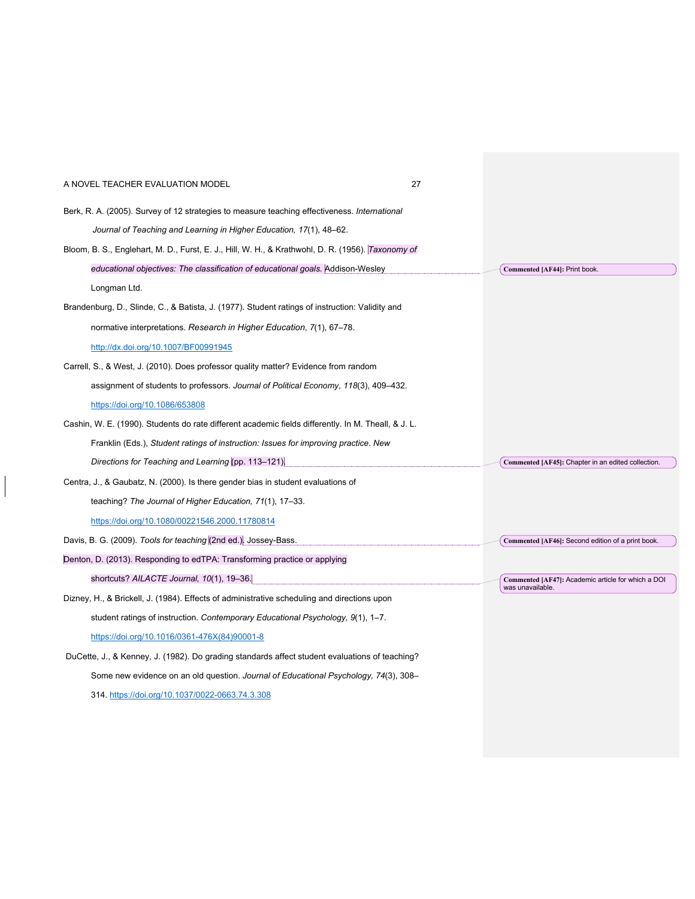Berk, R. A. (2005). Survey of 12 strategies to measure teaching effectiveness. *International Journal of Teaching and Learning in Higher Education, 17*(1), 48–62.

Bloom, B. S., Englehart, M. D., Furst, E. J., Hill, W. H., & Krathwohl, D. R. (1956). *Taxonomy of educational objectives: The classification of educational goals.* Addison-Wesley Longman Ltd.

Brandenburg, D., Slinde, C., & Batista, J. (1977). Student ratings of instruction: Validity and normative interpretations. *Research in Higher Education*, *7*(1), 67–78. http://dx.doi.org/10.1007/BF00991945

Carrell, S., & West, J. (2010). Does professor quality matter? Evidence from random assignment of students to professors. *Journal of Political Economy*, *118*(3), 409–432. https://doi.org/10.1086/653808

Cashin, W. E. (1990). Students do rate different academic fields differently. In M. Theall, & J. L. Franklin (Eds.), *Student ratings of instruction: Issues for improving practice. New Directions for Teaching and Learning* (pp. 113–121).

Centra, J., & Gaubatz, N. (2000). Is there gender bias in student evaluations of teaching? *The Journal of Higher Education, 71*(1), 17–33. https://doi.org/10.1080/00221546.2000.11780814

Davis, B. G. (2009). *Tools for teaching* (2nd ed.). Jossey-Bass.

Denton, D. (2013). Responding to edTPA: Transforming practice or applying shortcuts? *AILACTE Journal, 10*(1), 19–36.

Dizney, H., & Brickell, J. (1984). Effects of administrative scheduling and directions upon student ratings of instruction. *Contemporary Educational Psychology, 9*(1), 1–7. https://doi.org/10.1016/0361-476X(84)90001-8

DuCette, J., & Kenney, J. (1982). Do grading standards affect student evaluations of teaching? Some new evidence on an old question. *Journal of Educational Psychology, 74*(3), 308–314. https://doi.org/10.1037/0022-0663.74.3.308

Commented [AF44]: Print book.

Commented [AF45]: Chapter in an edited collection.

Commented [AF46]: Second edition of a print book.

Commented [AF47]: Academic article for which a DOI was unavailable.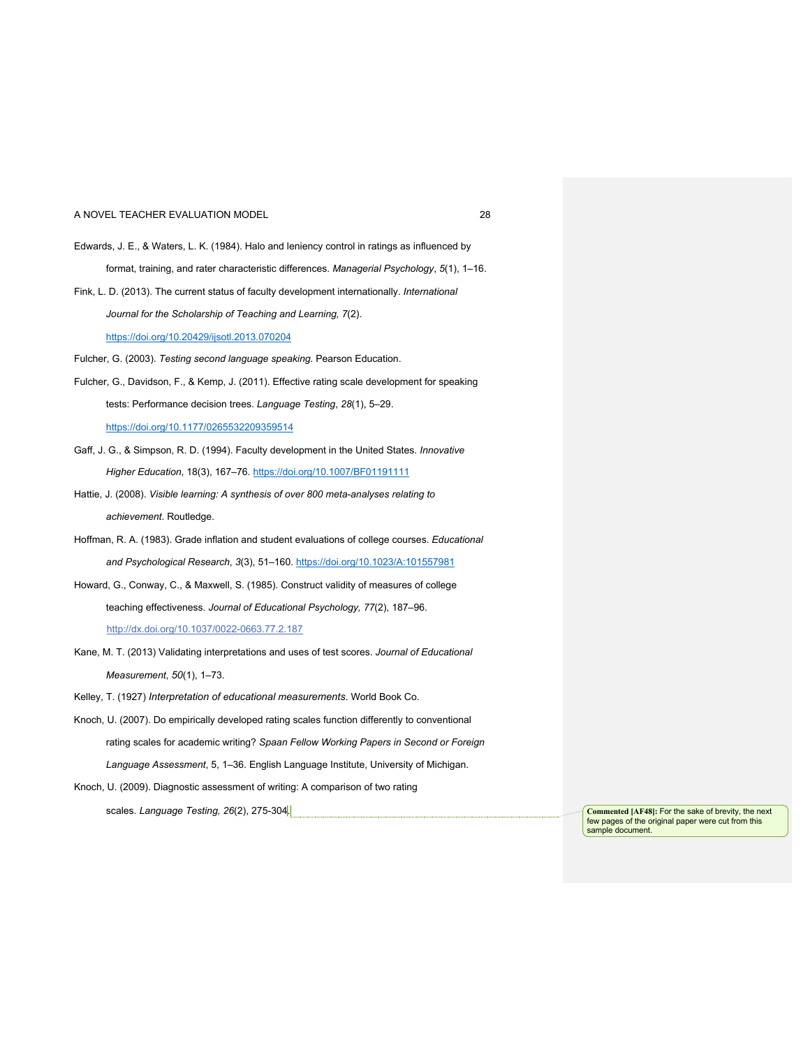Edwards, J. E., & Waters, L. K. (1984). Halo and leniency control in ratings as influenced by format, training, and rater characteristic differences. *Managerial Psychology*, *5*(1), 1–16.

Fink, L. D. (2013). The current status of faculty development internationally. *International Journal for the Scholarship of Teaching and Learning, 7*(2). https://doi.org/10.20429/ijsotl.2013.070204

Fulcher, G. (2003). *Testing second language speaking.* Pearson Education.

Fulcher, G., Davidson, F., & Kemp, J. (2011). Effective rating scale development for speaking tests: Performance decision trees. *Language Testing*, *28*(1), 5–29. https://doi.org/10.1177/0265532209359514

Gaff, J. G., & Simpson, R. D. (1994). Faculty development in the United States. *Innovative Higher Education*, 18(3), 167–76. https://doi.org/10.1007/BF01191111

Hattie, J. (2008). *Visible learning: A synthesis of over 800 meta-analyses relating to achievement*. Routledge.

Hoffman, R. A. (1983). Grade inflation and student evaluations of college courses. *Educational and Psychological Research*, *3*(3), 51–160. https://doi.org/10.1023/A:101557981

Howard, G., Conway, C., & Maxwell, S. (1985). Construct validity of measures of college teaching effectiveness. *Journal of Educational Psychology, 77*(2), 187–96. http://dx.doi.org/10.1037/0022-0663.77.2.187

Kane, M. T. (2013) Validating interpretations and uses of test scores. *Journal of Educational Measurement*, *50*(1), 1–73.

Kelley, T. (1927) *Interpretation of educational measurements*. World Book Co.

Knoch, U. (2007). Do empirically developed rating scales function differently to conventional rating scales for academic writing? *Spaan Fellow Working Papers in Second or Foreign Language Assessment*, 5, 1–36. English Language Institute, University of Michigan.

Knoch, U. (2009). Diagnostic assessment of writing: A comparison of two rating scales. *Language Testing, 26*(2), 275-304.

**Commented [AF48]:** For the sake of brevity, the next few pages of the original paper were cut from this sample document.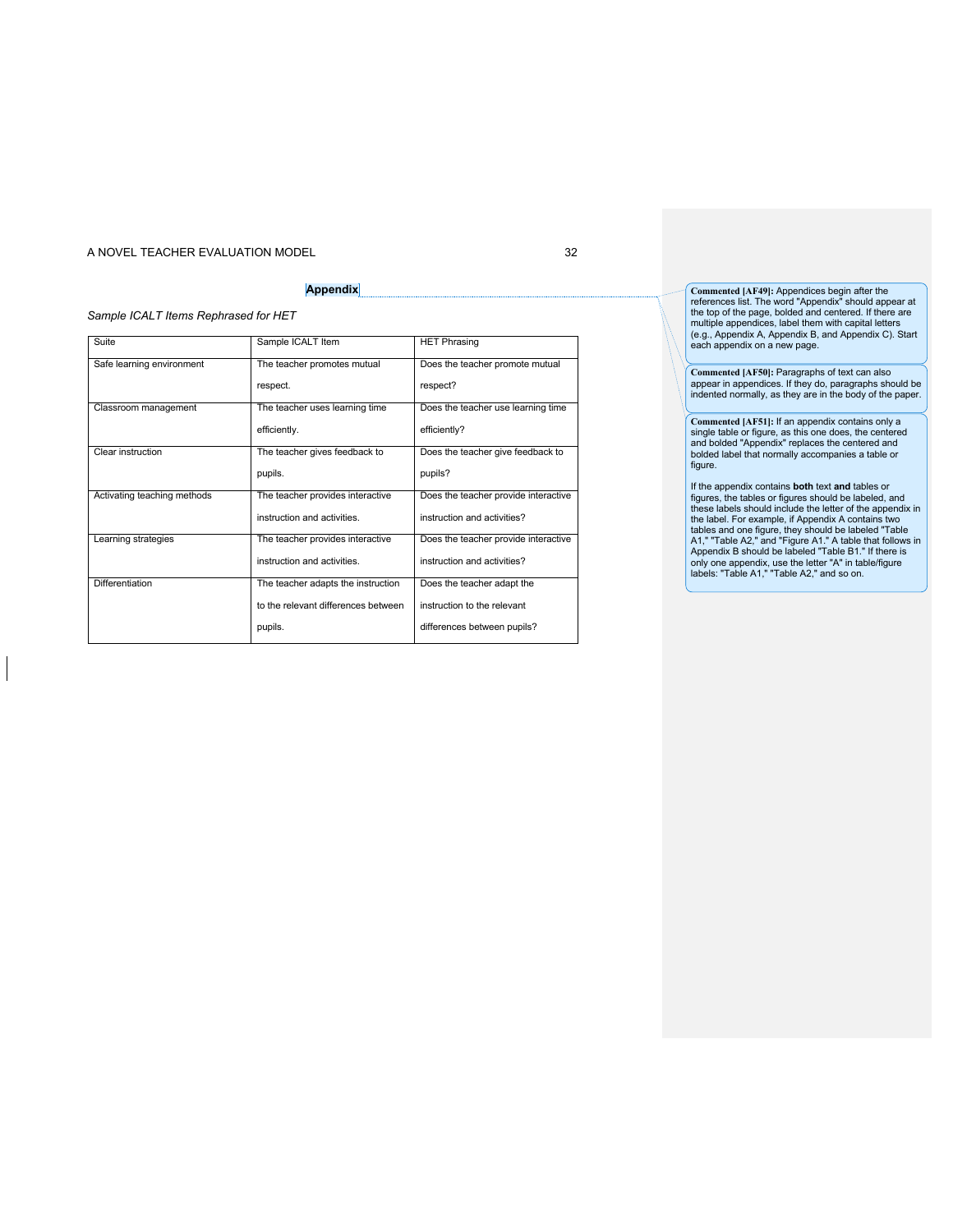**Appendix**

*Sample ICALT Items Rephrased for HET*

| Suite | Sample ICALT Item | HET Phrasing |
| --- | --- | --- |
| Safe learning environment | The teacher promotes mutual respect. | Does the teacher promote mutual respect? |
| Classroom management | The teacher uses learning time efficiently. | Does the teacher use learning time efficiently? |
| Clear instruction | The teacher gives feedback to pupils. | Does the teacher give feedback to pupils? |
| Activating teaching methods | The teacher provides interactive instruction and activities. | Does the teacher provide interactive instruction and activities? |
| Learning strategies | The teacher provides interactive instruction and activities. | Does the teacher provide interactive instruction and activities? |
| Differentiation | The teacher adapts the instruction to the relevant differences between pupils. | Does the teacher adapt the instruction to the relevant differences between pupils? |

**Commented [AF49]:** Appendices begin after the references list. The word "Appendix" should appear at the top of the page, bolded and centered. If there are multiple appendices, label them with capital letters (e.g., Appendix A, Appendix B, and Appendix C). Start each appendix on a new page.

**Commented [AF50]:** Paragraphs of text can also appear in appendices. If they do, paragraphs should be indented normally, as they are in the body of the paper.

**Commented [AF51]:** If an appendix contains only a single table or figure, as this one does, the centered and bolded "Appendix" replaces the centered and bolded label that normally accompanies a table or figure.

If the appendix contains **both** text **and** tables or figures, the tables or figures should be labeled, and these labels should include the letter of the appendix in the label. For example, if Appendix A contains two tables and one figure, they should be labeled "Table A1," "Table A2," and "Figure A1." A table that follows in Appendix B should be labeled "Table B1." If there is only one appendix, use the letter "A" in table/figure labels: "Table A1," "Table A2," and so on.